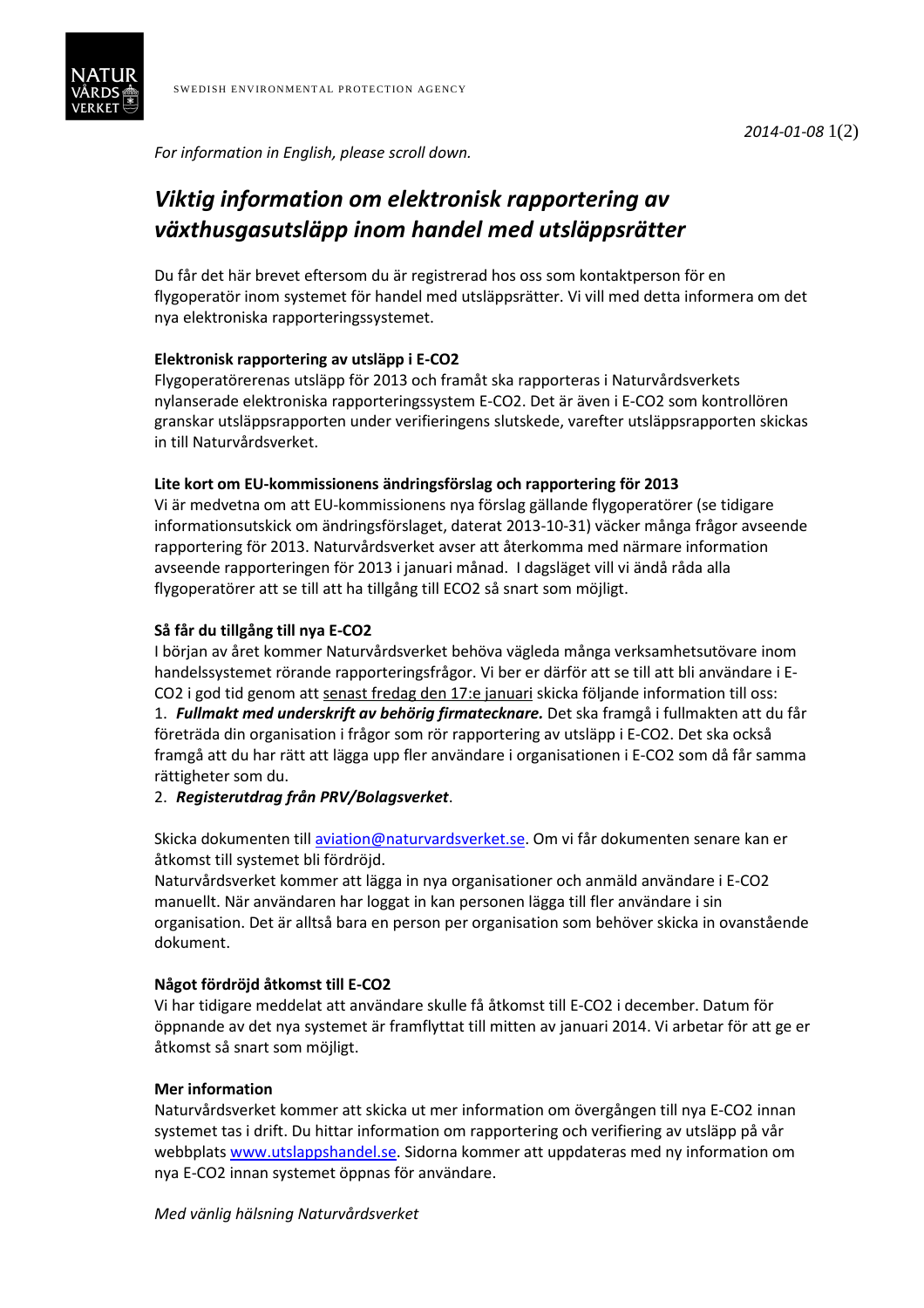2014-01-08

*For information in English, please scroll down.*

# *Viktig information om elektronisk rapportering av växthusgasutsläpp inom handel med utsläppsrätter*

Du får det här brevet eftersom du är registrerad hos oss som kontaktperson för en flygoperatör inom systemet för handel med utsläppsrätter. Vi vill med detta informera om det nya elektroniska rapporteringssystemet.

**Elektronisk rapportering av utsläpp i E-CO2**

Flygoperatörerenas utsläpp för 2013 och framåt ska rapporteras i Naturvårdsverkets nylanserade elektroniska rapporteringssystem E-CO2. Det är även i E-CO2 som kontrollören granskar utsläppsrapporten under verifieringens slutskede, varefter utsläppsrapporten skickas in till Naturvårdsverket.

**Lite kort om EU-kommissionens ändringsförslag och rapportering för 2013**

Vi är medvetna om att EU-kommissionens nya förslag gällande flygoperatörer (se tidigare informationsutskick om ändringsförslaget, daterat 2013-10-31) väcker många frågor avseende rapportering för 2013. Naturvårdsverket avser att återkomma med närmare information avseende rapporteringen för 2013 i januari månad. I dagsläget vill vi ändå råda alla flygoperatörer att se till att ha tillgång till ECO2 så snart som möjligt.

**Så får du tillgång till nya E-CO2**

I början av året kommer Naturvårdsverket behöva vägleda många verksamhetsutövare inom handelssystemet rörande rapporteringsfrågor. Vi ber er därför att se till att bli användare i E-CO2 i god tid genom att senast fredag den 17:e januari skicka följande information till oss:

1. ***Fullmakt med underskrift av behörig firmatecknare.*** Det ska framgå i fullmakten att du får företräda din organisation i frågor som rör rapportering av utsläpp i E-CO2. Det ska också framgå att du har rätt att lägga upp fler användare i organisationen i E-CO2 som då får samma rättigheter som du.
2. ***Registerutdrag från PRV/Bolagsverket***.

Skicka dokumenten till aviation@naturvardsverket.se. Om vi får dokumenten senare kan er åtkomst till systemet bli fördröjd.

Naturvårdsverket kommer att lägga in nya organisationer och anmäld användare i E-CO2 manuellt. När användaren har loggat in kan personen lägga till fler användare i sin organisation. Det är alltså bara en person per organisation som behöver skicka in ovanstående dokument.

**Något fördröjd åtkomst till E-CO2**

Vi har tidigare meddelat att användare skulle få åtkomst till E-CO2 i december. Datum för öppnande av det nya systemet är framflyttat till mitten av januari 2014. Vi arbetar för att ge er åtkomst så snart som möjligt.

**Mer information**

Naturvårdsverket kommer att skicka ut mer information om övergången till nya E-CO2 innan systemet tas i drift. Du hittar information om rapportering och verifiering av utsläpp på vår webbplats www.utslappshandel.se. Sidorna kommer att uppdateras med ny information om nya E-CO2 innan systemet öppnas för användare.

*Med vänlig hälsning Naturvårdsverket*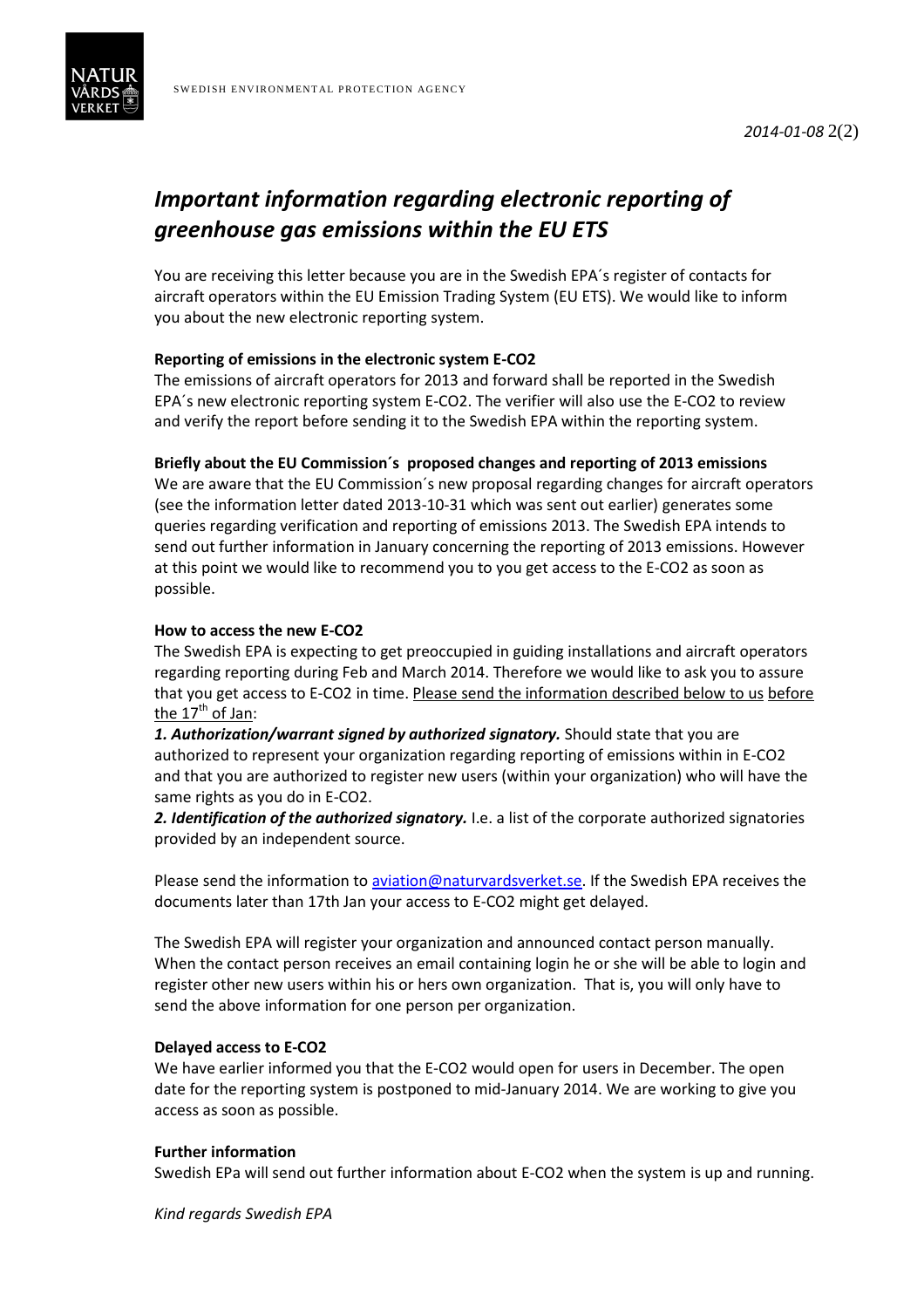*2014-01-08*

# *Important information regarding electronic reporting of greenhouse gas emissions within the EU ETS*

You are receiving this letter because you are in the Swedish EPA´s register of contacts for aircraft operators within the EU Emission Trading System (EU ETS). We would like to inform you about the new electronic reporting system.

**Reporting of emissions in the electronic system E-CO2**

The emissions of aircraft operators for 2013 and forward shall be reported in the Swedish EPA´s new electronic reporting system E-CO2. The verifier will also use the E-CO2 to review and verify the report before sending it to the Swedish EPA within the reporting system.

**Briefly about the EU Commission´s proposed changes and reporting of 2013 emissions**

We are aware that the EU Commission´s new proposal regarding changes for aircraft operators (see the information letter dated 2013-10-31 which was sent out earlier) generates some queries regarding verification and reporting of emissions 2013. The Swedish EPA intends to send out further information in January concerning the reporting of 2013 emissions. However at this point we would like to recommend you to you get access to the E-CO2 as soon as possible.

**How to access the new E-CO2**

The Swedish EPA is expecting to get preoccupied in guiding installations and aircraft operators regarding reporting during Feb and March 2014. Therefore we would like to ask you to assure that you get access to E-CO2 in time. Please send the information described below to us before the 17th of Jan:

***1. Authorization/warrant signed by authorized signatory.*** Should state that you are authorized to represent your organization regarding reporting of emissions within in E-CO2 and that you are authorized to register new users (within your organization) who will have the same rights as you do in E-CO2.

***2. Identification of the authorized signatory.*** I.e. a list of the corporate authorized signatories provided by an independent source.

Please send the information to aviation@naturvardsverket.se. If the Swedish EPA receives the documents later than 17th Jan your access to E-CO2 might get delayed.

The Swedish EPA will register your organization and announced contact person manually. When the contact person receives an email containing login he or she will be able to login and register other new users within his or hers own organization. That is, you will only have to send the above information for one person per organization.

**Delayed access to E-CO2**

We have earlier informed you that the E-CO2 would open for users in December. The open date for the reporting system is postponed to mid-January 2014. We are working to give you access as soon as possible.

**Further information**

Swedish EPa will send out further information about E-CO2 when the system is up and running.

*Kind regards Swedish EPA*